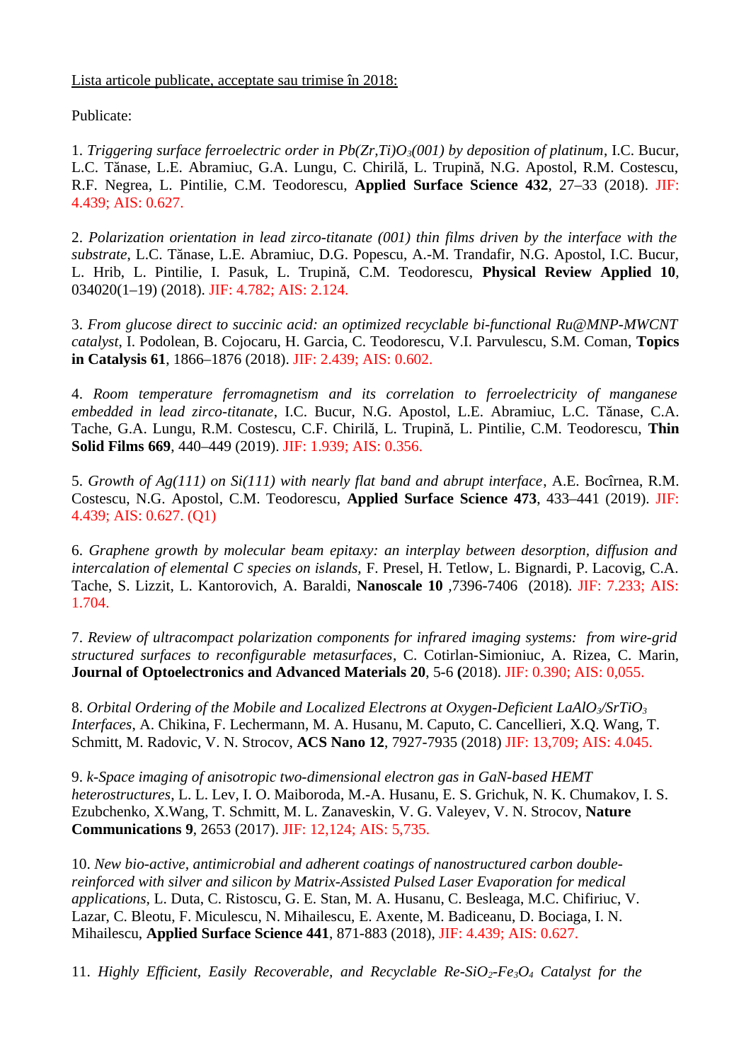Lista articole publicate, acceptate sau trimise în 2018:

Publicate:

1. *Triggering surface ferroelectric order in Pb(Zr,Ti)$O_3$(001) by deposition of platinum*, I.C. Bucur, L.C. Tănase, L.E. Abramiuc, G.A. Lungu, C. Chirilă, L. Trupină, N.G. Apostol, R.M. Costescu, R.F. Negrea, L. Pintilie, C.M. Teodorescu, **Applied Surface Science 432**, 27–33 (2018). JIF: 4.439; AIS: 0.627.

2. *Polarization orientation in lead zirco-titanate (001) thin films driven by the interface with the substrate*, L.C. Tănase, L.E. Abramiuc, D.G. Popescu, A.-M. Trandafir, N.G. Apostol, I.C. Bucur, L. Hrib, L. Pintilie, I. Pasuk, L. Trupină, C.M. Teodorescu, **Physical Review Applied 10**, 034020(1–19) (2018). JIF: 4.782; AIS: 2.124.

3. *From glucose direct to succinic acid: an optimized recyclable bi-functional Ru@MNP-MWCNT catalyst*, I. Podolean, B. Cojocaru, H. Garcia, C. Teodorescu, V.I. Parvulescu, S.M. Coman, **Topics in Catalysis 61**, 1866–1876 (2018). JIF: 2.439; AIS: 0.602.

4. *Room temperature ferromagnetism and its correlation to ferroelectricity of manganese embedded in lead zirco-titanate*, I.C. Bucur, N.G. Apostol, L.E. Abramiuc, L.C. Tănase, C.A. Tache, G.A. Lungu, R.M. Costescu, C.F. Chirilă, L. Trupină, L. Pintilie, C.M. Teodorescu, **Thin Solid Films 669**, 440–449 (2019). JIF: 1.939; AIS: 0.356.

5. *Growth of Ag(111) on Si(111) with nearly flat band and abrupt interface*, A.E. Bocîrnea, R.M. Costescu, N.G. Apostol, C.M. Teodorescu, **Applied Surface Science 473**, 433–441 (2019). JIF: 4.439; AIS: 0.627. (Q1)

6. *Graphene growth by molecular beam epitaxy: an interplay between desorption, diffusion and intercalation of elemental C species on islands*, F. Presel, H. Tetlow, L. Bignardi, P. Lacovig, C.A. Tache, S. Lizzit, L. Kantorovich, A. Baraldi, **Nanoscale 10** ,7396-7406 (2018). JIF: 7.233; AIS: 1.704.

7. *Review of ultracompact polarization components for infrared imaging systems: from wire-grid structured surfaces to reconfigurable metasurfaces*, C. Cotirlan-Simioniuc, A. Rizea, C. Marin, **Journal of Optoelectronics and Advanced Materials 20**, 5-6 **(**2018). JIF: 0.390; AIS: 0,055.

8. *Orbital Ordering of the Mobile and Localized Electrons at Oxygen-Deficient $LaAlO_3$/$SrTiO_3$ Interfaces*, A. Chikina, F. Lechermann, M. A. Husanu, M. Caputo, C. Cancellieri, X.Q. Wang, T. Schmitt, M. Radovic, V. N. Strocov, **ACS Nano 12**, 7927-7935 (2018) JIF: 13,709; AIS: 4.045.

9. *k-Space imaging of anisotropic two-dimensional electron gas in GaN-based HEMT heterostructures*, L. L. Lev, I. O. Maiboroda, M.-A. Husanu, E. S. Grichuk, N. K. Chumakov, I. S. Ezubchenko, X.Wang, T. Schmitt, M. L. Zanaveskin, V. G. Valeyev, V. N. Strocov, **Nature Communications 9**, 2653 (2017). JIF: 12,124; AIS: 5,735.

10. *New bio-active, antimicrobial and adherent coatings of nanostructured carbon double-reinforced with silver and silicon by Matrix-Assisted Pulsed Laser Evaporation for medical applications*, L. Duta, C. Ristoscu, G. E. Stan, M. A. Husanu, C. Besleaga, M.C. Chifiriuc, V. Lazar, C. Bleotu, F. Miculescu, N. Mihailescu, E. Axente, M. Badiceanu, D. Bociaga, I. N. Mihailescu, **Applied Surface Science 441**, 871-883 (2018), JIF: 4.439; AIS: 0.627.

11. *Highly Efficient, Easily Recoverable, and Recyclable Re-$SiO_2$-$Fe_3O_4$ Catalyst for the*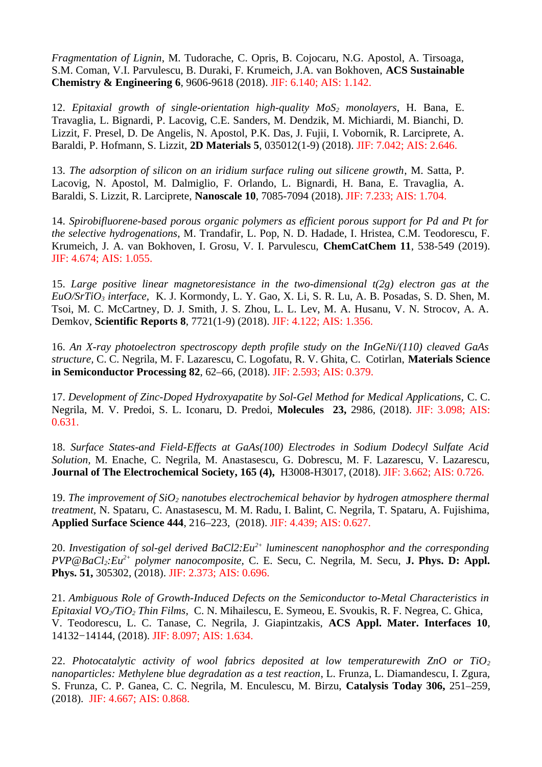*Fragmentation of Lignin*, M. Tudorache, C. Opris, B. Cojocaru, N.G. Apostol, A. Tirsoaga, S.M. Coman, V.I. Parvulescu, B. Duraki, F. Krumeich, J.A. van Bokhoven, **ACS Sustainable Chemistry & Engineering 6**, 9606-9618 (2018). JIF: 6.140; AIS: 1.142.

12. *Epitaxial growth of single-orientation high-quality $MoS_2$ monolayers*, H. Bana, E. Travaglia, L. Bignardi, P. Lacovig, C.E. Sanders, M. Dendzik, M. Michiardi, M. Bianchi, D. Lizzit, F. Presel, D. De Angelis, N. Apostol, P.K. Das, J. Fujii, I. Vobornik, R. Larciprete, A. Baraldi, P. Hofmann, S. Lizzit, **2D Materials 5**, 035012(1-9) (2018). JIF: 7.042; AIS: 2.646.

13. *The adsorption of silicon on an iridium surface ruling out silicene growth*, M. Satta, P. Lacovig, N. Apostol, M. Dalmiglio, F. Orlando, L. Bignardi, H. Bana, E. Travaglia, A. Baraldi, S. Lizzit, R. Larciprete, **Nanoscale 10**, 7085-7094 (2018). JIF: 7.233; AIS: 1.704.

14. *Spirobifluorene-based porous organic polymers as efficient porous support for Pd and Pt for the selective hydrogenations*, M. Trandafir, L. Pop, N. D. Hadade, I. Hristea, C.M. Teodorescu, F. Krumeich, J. A. van Bokhoven, I. Grosu, V. I. Parvulescu, **ChemCatChem 11**, 538-549 (2019). JIF: 4.674; AIS: 1.055.

15. *Large positive linear magnetoresistance in the two-dimensional t(2g) electron gas at the EuO/$SrTiO_3$ interface,* K. J. Kormondy, L. Y. Gao, X. Li, S. R. Lu, A. B. Posadas, S. D. Shen, M. Tsoi, M. C. McCartney, D. J. Smith, J. S. Zhou, L. L. Lev, M. A. Husanu, V. N. Strocov, A. A. Demkov, **Scientific Reports 8**, 7721(1-9) (2018). JIF: 4.122; AIS: 1.356.

16. *An X-ray photoelectron spectroscopy depth profile study on the InGeNi/(110) cleaved GaAs structure,* C. C. Negrila, M. F. Lazarescu, C. Logofatu, R. V. Ghita, C. Cotirlan, **Materials Science in Semiconductor Processing 82**, 62–66, (2018). JIF: 2.593; AIS: 0.379.

17. *Development of Zinc-Doped Hydroxyapatite by Sol-Gel Method for Medical Applications,* C. C. Negrila, M. V. Predoi, S. L. Iconaru, D. Predoi, **Molecules 23,** 2986, (2018). JIF: 3.098; AIS: 0.631.

18. *Surface States-and Field-Effects at GaAs(100) Electrodes in Sodium Dodecyl Sulfate Acid Solution,* M. Enache, C. Negrila, M. Anastasescu, G. Dobrescu, M. F. Lazarescu, V. Lazarescu, **Journal of The Electrochemical Society, 165 (4),** H3008-H3017, (2018). JIF: 3.662; AIS: 0.726.

19. *The improvement of $SiO_2$ nanotubes electrochemical behavior by hydrogen atmosphere thermal treatment,* N. Spataru, C. Anastasescu, M. M. Radu, I. Balint, C. Negrila, T. Spataru, A. Fujishima, **Applied Surface Science 444**, 216–223, (2018). JIF: 4.439; AIS: 0.627.

20. *Investigation of sol-gel derived $BaCl2:Eu^{2+}$ luminescent nanophosphor and the corresponding PVP@$BaCl_2:Eu^{2+}$ polymer nanocomposite,* C. E. Secu, C. Negrila, M. Secu, **J. Phys. D: Appl. Phys. 51,** 305302, (2018). JIF: 2.373; AIS: 0.696.

21. *Ambiguous Role of Growth-Induced Defects on the Semiconductor to-Metal Characteristics in Epitaxial $VO_2$/$TiO_2$ Thin Films,* C. N. Mihailescu, E. Symeou, E. Svoukis, R. F. Negrea, C. Ghica, V. Teodorescu, L. C. Tanase, C. Negrila, J. Giapintzakis, **ACS Appl. Mater. Interfaces 10**, 14132−14144, (2018). JIF: 8.097; AIS: 1.634.

22. *Photocatalytic activity of wool fabrics deposited at low temperaturewith ZnO or $TiO_2$ nanoparticles: Methylene blue degradation as a test reaction*, L. Frunza, L. Diamandescu, I. Zgura, S. Frunza, C. P. Ganea, C. C. Negrila, M. Enculescu, M. Birzu, **Catalysis Today 306,** 251–259, (2018). JIF: 4.667; AIS: 0.868.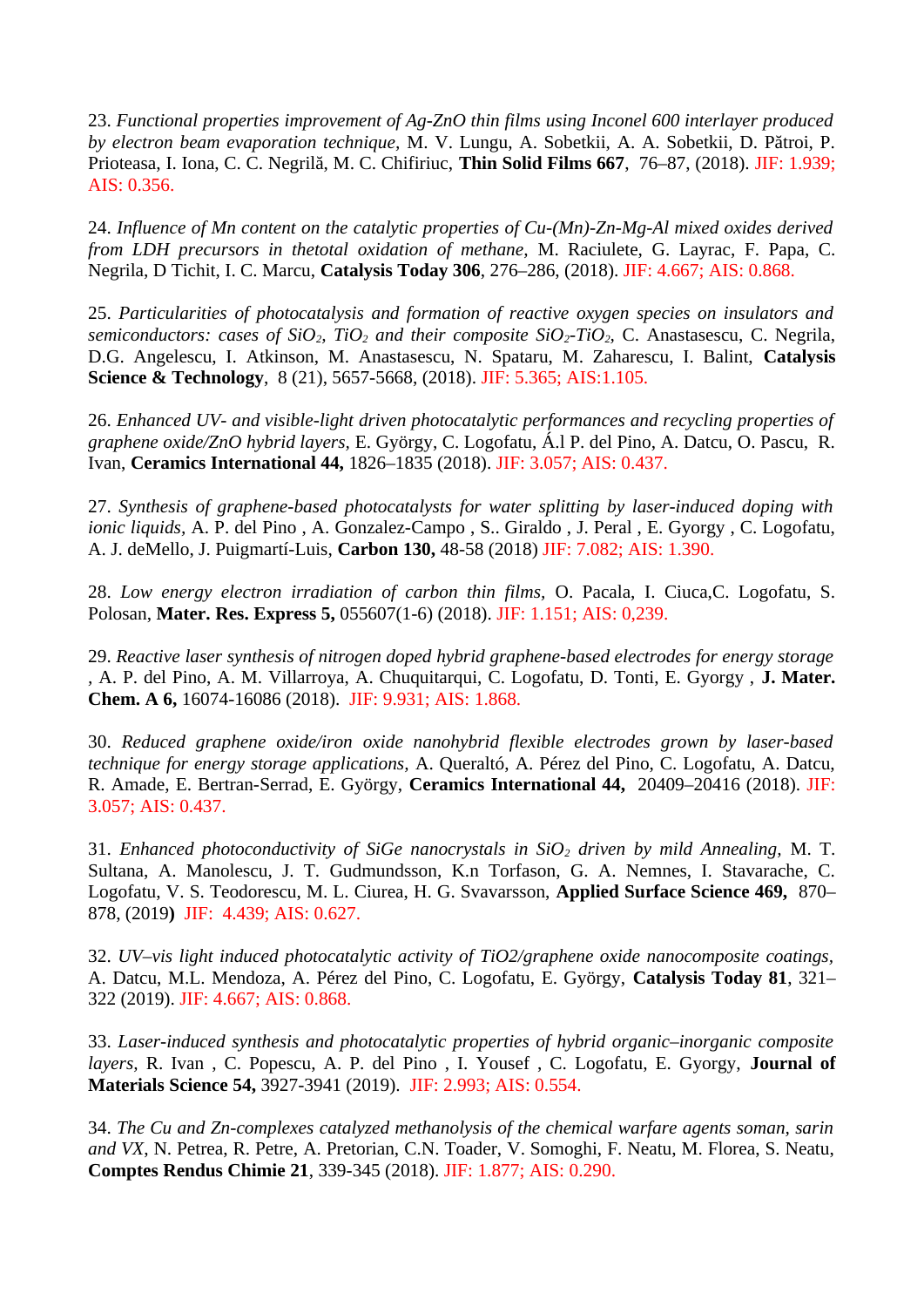23. *Functional properties improvement of Ag-ZnO thin films using Inconel 600 interlayer produced by electron beam evaporation technique*, M. V. Lungu, A. Sobetkii, A. A. Sobetkii, D. Pătroi, P. Prioteasa, I. Iona, C. C. Negrilă, M. C. Chifiriuc, **Thin Solid Films 667**, 76–87, (2018). JIF: 1.939; AIS: 0.356.

24. *Influence of Mn content on the catalytic properties of Cu-(Mn)-Zn-Mg-Al mixed oxides derived from LDH precursors in thetotal oxidation of methane*, M. Raciulete, G. Layrac, F. Papa, C. Negrila, D Tichit, I. C. Marcu, **Catalysis Today 306**, 276–286, (2018). JIF: 4.667; AIS: 0.868.

25. *Particularities of photocatalysis and formation of reactive oxygen species on insulators and semiconductors: cases of $SiO_2$, $TiO_2$ and their composite $SiO_2$-$TiO_2$*, C. Anastasescu, C. Negrila, D.G. Angelescu, I. Atkinson, M. Anastasescu, N. Spataru, M. Zaharescu, I. Balint, **Catalysis Science & Technology**, 8 (21), 5657-5668, (2018). JIF: 5.365; AIS:1.105.

26. *Enhanced UV- and visible-light driven photocatalytic performances and recycling properties of graphene oxide/ZnO hybrid layers*, E. György, C. Logofatu, Á.l P. del Pino, A. Datcu, O. Pascu, R. Ivan, **Ceramics International 44,** 1826–1835 (2018). JIF: 3.057; AIS: 0.437.

27. *Synthesis of graphene-based photocatalysts for water splitting by laser-induced doping with ionic liquids*, A. P. del Pino , A. Gonzalez-Campo , S.. Giraldo , J. Peral , E. Gyorgy , C. Logofatu, A. J. deMello, J. Puigmartí-Luis, **Carbon 130,** 48-58 (2018) JIF: 7.082; AIS: 1.390.

28. *Low energy electron irradiation of carbon thin films*, O. Pacala, I. Ciuca,C. Logofatu, S. Polosan, **Mater. Res. Express 5,** 055607(1-6) (2018). JIF: 1.151; AIS: 0,239.

29. *Reactive laser synthesis of nitrogen doped hybrid graphene-based electrodes for energy storage* , A. P. del Pino, A. M. Villarroya, A. Chuquitarqui, C. Logofatu, D. Tonti, E. Gyorgy , **J. Mater. Chem. A 6,** 16074-16086 (2018). JIF: 9.931; AIS: 1.868.

30. *Reduced graphene oxide/iron oxide nanohybrid flexible electrodes grown by laser-based technique for energy storage applications*, A. Queraltó, A. Pérez del Pino, C. Logofatu, A. Datcu, R. Amade, E. Bertran-Serrad, E. György, **Ceramics International 44,** 20409–20416 (2018). JIF: 3.057; AIS: 0.437.

31. *Enhanced photoconductivity of SiGe nanocrystals in $SiO_2$ driven by mild Annealing*, M. T. Sultana, A. Manolescu, J. T. Gudmundsson, K.n Torfason, G. A. Nemnes, I. Stavarache, C. Logofatu, V. S. Teodorescu, M. L. Ciurea, H. G. Svavarsson, **Applied Surface Science 469,** 870–878, (2019**)** JIF: 4.439; AIS: 0.627.

32. *UV–vis light induced photocatalytic activity of TiO2/graphene oxide nanocomposite coatings*, A. Datcu, M.L. Mendoza, A. Pérez del Pino, C. Logofatu, E. György, **Catalysis Today 81**, 321–322 (2019). JIF: 4.667; AIS: 0.868.

33. *Laser-induced synthesis and photocatalytic properties of hybrid organic–inorganic composite layers*, R. Ivan , C. Popescu, A. P. del Pino , I. Yousef , C. Logofatu, E. Gyorgy, **Journal of Materials Science 54,** 3927-3941 (2019). JIF: 2.993; AIS: 0.554.

34. *The Cu and Zn-complexes catalyzed methanolysis of the chemical warfare agents soman, sarin and VX*, N. Petrea, R. Petre, A. Pretorian, C.N. Toader, V. Somoghi, F. Neatu, M. Florea, S. Neatu, **Comptes Rendus Chimie 21**, 339-345 (2018). JIF: 1.877; AIS: 0.290.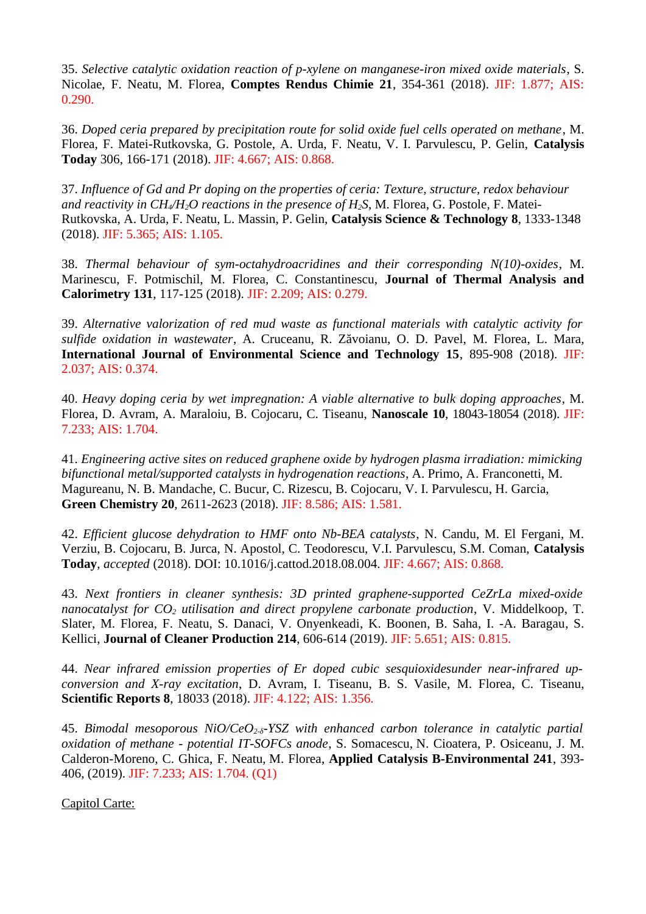35. *Selective catalytic oxidation reaction of p-xylene on manganese-iron mixed oxide materials*, S. Nicolae, F. Neatu, M. Florea, **Comptes Rendus Chimie 21**, 354-361 (2018). JIF: 1.877; AIS: 0.290.

36. *Doped ceria prepared by precipitation route for solid oxide fuel cells operated on methane*, M. Florea, F. Matei-Rutkovska, G. Postole, A. Urda, F. Neatu, V. I. Parvulescu, P. Gelin, **Catalysis Today** 306, 166-171 (2018). JIF: 4.667; AIS: 0.868.

37. *Influence of Gd and Pr doping on the properties of ceria: Texture, structure, redox behaviour and reactivity in $CH_4$/$H_2O$ reactions in the presence of $H_2S$*, M. Florea, G. Postole, F. Matei-Rutkovska, A. Urda, F. Neatu, L. Massin, P. Gelin, **Catalysis Science & Technology 8**, 1333-1348 (2018). JIF: 5.365; AIS: 1.105.

38. *Thermal behaviour of sym-octahydroacridines and their corresponding N(10)-oxides*, M. Marinescu, F. Potmischil, M. Florea, C. Constantinescu, **Journal of Thermal Analysis and Calorimetry 131**, 117-125 (2018). JIF: 2.209; AIS: 0.279.

39. *Alternative valorization of red mud waste as functional materials with catalytic activity for sulfide oxidation in wastewater*, A. Cruceanu, R. Zăvoianu, O. D. Pavel, M. Florea, L. Mara, **International Journal of Environmental Science and Technology 15**, 895-908 (2018). JIF: 2.037; AIS: 0.374.

40. *Heavy doping ceria by wet impregnation: A viable alternative to bulk doping approaches*, M. Florea, D. Avram, A. Maraloiu, B. Cojocaru, C. Tiseanu, **Nanoscale 10**, 18043-18054 (2018). JIF: 7.233; AIS: 1.704.

41. *Engineering active sites on reduced graphene oxide by hydrogen plasma irradiation: mimicking bifunctional metal/supported catalysts in hydrogenation reactions*, A. Primo, A. Franconetti, M. Magureanu, N. B. Mandache, C. Bucur, C. Rizescu, B. Cojocaru, V. I. Parvulescu, H. Garcia, **Green Chemistry 20**, 2611-2623 (2018). JIF: 8.586; AIS: 1.581.

42. *Efficient glucose dehydration to HMF onto Nb-BEA catalysts*, N. Candu, M. El Fergani, M. Verziu, B. Cojocaru, B. Jurca, N. Apostol, C. Teodorescu, V.I. Parvulescu, S.M. Coman, **Catalysis Today**, *accepted* (2018). DOI: 10.1016/j.cattod.2018.08.004. JIF: 4.667; AIS: 0.868.

43. *Next frontiers in cleaner synthesis: 3D printed graphene-supported CeZrLa mixed-oxide nanocatalyst for $CO_2$ utilisation and direct propylene carbonate production*, V. Middelkoop, T. Slater, M. Florea, F. Neatu, S. Danaci, V. Onyenkeadi, K. Boonen, B. Saha, I. -A. Baragau, S. Kellici, **Journal of Cleaner Production 214**, 606-614 (2019). JIF: 5.651; AIS: 0.815.

44. *Near infrared emission properties of Er doped cubic sesquioxidesunder near-infrared up-conversion and X-ray excitation*, D. Avram, I. Tiseanu, B. S. Vasile, M. Florea, C. Tiseanu, **Scientific Reports 8**, 18033 (2018). JIF: 4.122; AIS: 1.356.

45. *Bimodal mesoporous NiO/$CeO_{2-\delta}$-YSZ with enhanced carbon tolerance in catalytic partial oxidation of methane - potential IT-SOFCs anode*, S. Somacescu, N. Cioatera, P. Osiceanu, J. M. Calderon-Moreno, C. Ghica, F. Neatu, M. Florea, **Applied Catalysis B-Environmental 241**, 393-406, (2019). JIF: 7.233; AIS: 1.704. (Q1)

<u>Capitol Carte:</u>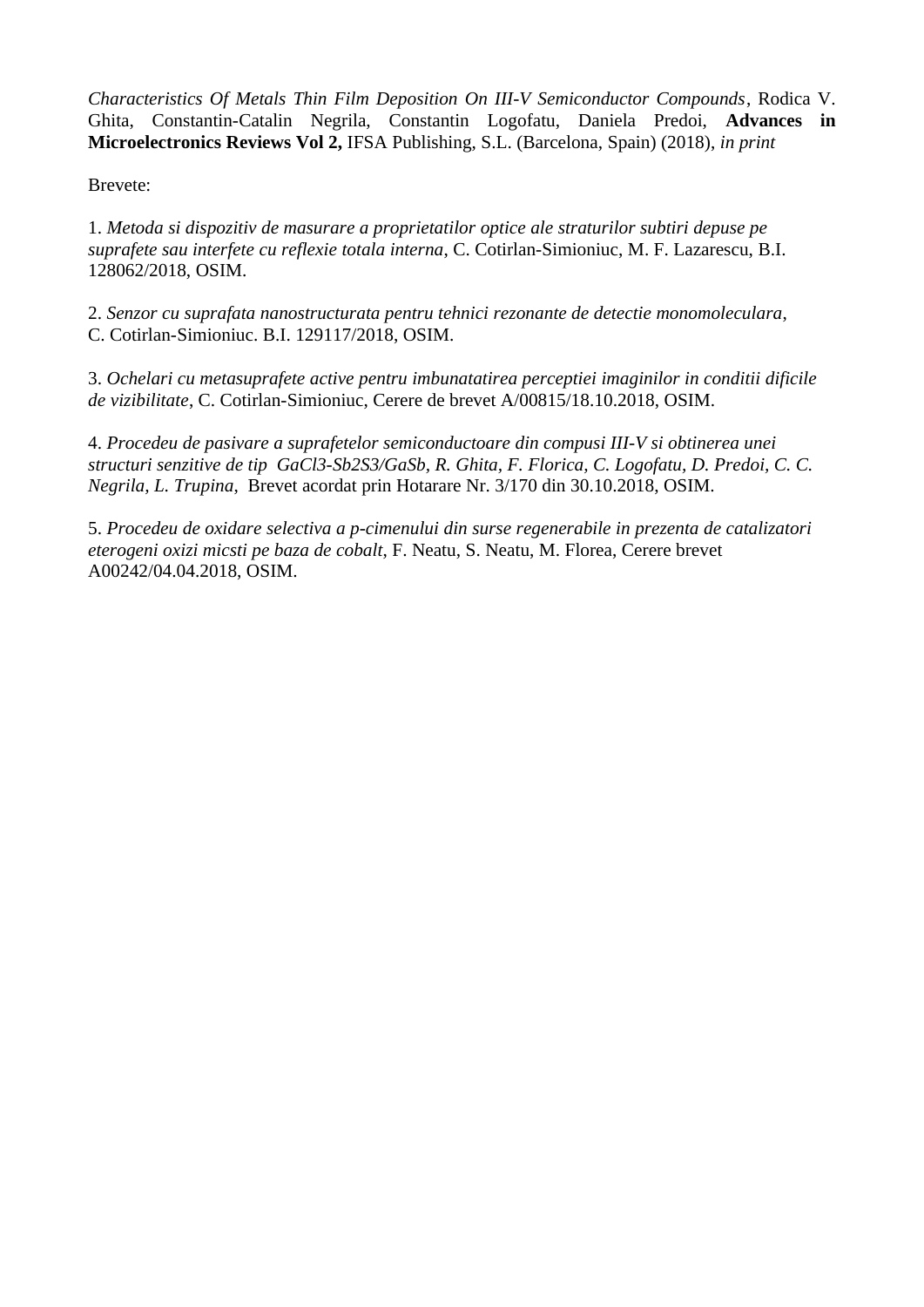*Characteristics Of Metals Thin Film Deposition On III-V Semiconductor Compounds*, Rodica V. Ghita, Constantin-Catalin Negrila, Constantin Logofatu, Daniela Predoi, **Advances in Microelectronics Reviews Vol 2,** IFSA Publishing, S.L. (Barcelona, Spain) (2018), *in print*

Brevete:

1. *Metoda si dispozitiv de masurare a proprietatilor optice ale straturilor subtiri depuse pe suprafete sau interfete cu reflexie totala interna*, C. Cotirlan-Simioniuc, M. F. Lazarescu, B.I. 128062/2018, OSIM.

2. *Senzor cu suprafata nanostructurata pentru tehnici rezonante de detectie monomoleculara*, C. Cotirlan-Simioniuc. B.I. 129117/2018, OSIM.

3. *Ochelari cu metasuprafete active pentru imbunatatirea perceptiei imaginilor in conditii dificile de vizibilitate*, C. Cotirlan-Simioniuc, Cerere de brevet A/00815/18.10.2018, OSIM.

4. *Procedeu de pasivare a suprafetelor semiconductoare din compusi III-V si obtinerea unei structuri senzitive de tip GaCl3-Sb2S3/GaSb, R. Ghita, F. Florica, C. Logofatu, D. Predoi, C. C. Negrila, L. Trupina*, Brevet acordat prin Hotarare Nr. 3/170 din 30.10.2018, OSIM.

5. *Procedeu de oxidare selectiva a p-cimenului din surse regenerabile in prezenta de catalizatori eterogeni oxizi micsti pe baza de cobalt*, F. Neatu, S. Neatu, M. Florea, Cerere brevet A00242/04.04.2018, OSIM.